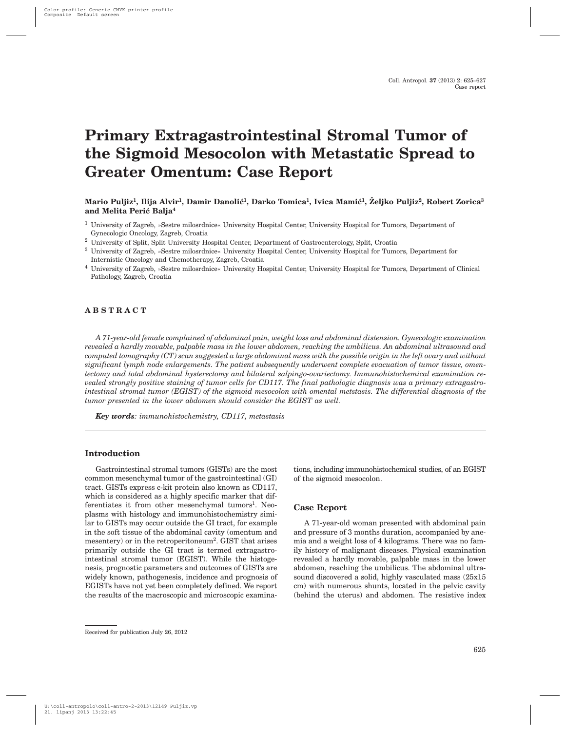# Primary Extragastrointestinal Stromal Tumor of the Sigmoid Mesocolon with Metastatic Spread to Greater Omentum: Case Report

**Mario Puljiz[1], Ilija Alvir[1], Damir Danolić[1], Darko Tomica[1], Ivica Mamić[1], Željko Puljiz[2], Robert Zorica[3] and Melita Perić Balja[4]**

[1] University of Zagreb, »Sestre milosrdnice« University Hospital Center, University Hospital for Tumors, Department of Gynecologic Oncology, Zagreb, Croatia

[2] University of Split, Split University Hospital Center, Department of Gastroenterology, Split, Croatia

[3] University of Zagreb, »Sestre milosrdnice« University Hospital Center, University Hospital for Tumors, Department for Internistic Oncology and Chemotherapy, Zagreb, Croatia

[4] University of Zagreb, »Sestre milosrdnice« University Hospital Center, University Hospital for Tumors, Department of Clinical Pathology, Zagreb, Croatia

## ABSTRACT

*A 71-year-old female complained of abdominal pain, weight loss and abdominal distension. Gynecologic examination revealed a hardly movable, palpable mass in the lower abdomen, reaching the umbilicus. An abdominal ultrasound and computed tomography (CT) scan suggested a large abdominal mass with the possible origin in the left ovary and without significant lymph node enlargements. The patient subsequently underwent complete evacuation of tumor tissue, omentectomy and total abdominal hysterectomy and bilateral salpingo-ovariectomy. Immunohistochemical examination revealed strongly positive staining of tumor cells for CD117. The final pathologic diagnosis was a primary extragastrointestinal stromal tumor (EGIST) of the sigmoid mesocolon with omental metstasis. The differential diagnosis of the tumor presented in the lower abdomen should consider the EGIST as well.*

***Key words**: immunohistochemistry, CD117, metastasis*

## Introduction

Gastrointestinal stromal tumors (GISTs) are the most common mesenchymal tumor of the gastrointestinal (GI) tract. GISTs express c-kit protein also known as CD117, which is considered as a highly specific marker that differentiates it from other mesenchymal tumors[1]. Neoplasms with histology and immunohistochemistry similar to GISTs may occur outside the GI tract, for example in the soft tissue of the abdominal cavity (omentum and mesentery) or in the retroperitoneum[2]. GIST that arises primarily outside the GI tract is termed extragastrointestinal stromal tumor (EGIST). While the histogenesis, prognostic parameters and outcomes of GISTs are widely known, pathogenesis, incidence and prognosis of EGISTs have not yet been completely defined. We report the results of the macroscopic and microscopic examinations, including immunohistochemical studies, of an EGIST of the sigmoid mesocolon.

## Case Report

A 71-year-old woman presented with abdominal pain and pressure of 3 months duration, accompanied by anemia and a weight loss of 4 kilograms. There was no family history of malignant diseases. Physical examination revealed a hardly movable, palpable mass in the lower abdomen, reaching the umbilicus. The abdominal ultrasound discovered a solid, highly vasculated mass (25x15 cm) with numerous shunts, located in the pelvic cavity (behind the uterus) and abdomen. The resistive index

Received for publication July 26, 2012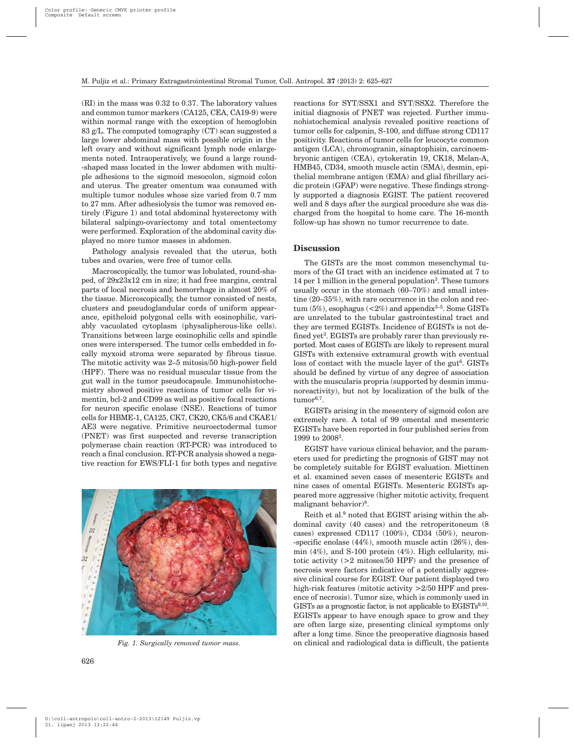(RI) in the mass was 0.32 to 0.37. The laboratory values and common tumor markers (CA125, CEA, CA19-9) were within normal range with the exception of hemoglobin 83 g/L. The computed tomography (CT) scan suggested a large lower abdominal mass with possible origin in the left ovary and without significant lymph node enlargements noted. Intraoperatively, we found a large round-shaped mass located in the lower abdomen with multiple adhesions to the sigmoid mesocolon, sigmoid colon and uterus. The greater omentum was consumed with multiple tumor nodules whose size varied from 0.7 mm to 27 mm. After adhesiolysis the tumor was removed entirely (Figure 1) and total abdominal hysterectomy with bilateral salpingo-ovariectomy and total omentectomy were performed. Exploration of the abdominal cavity displayed no more tumor masses in abdomen.

Pathology analysis revealed that the uterus, both tubes and ovaries, were free of tumor cells.

Macroscopically, the tumor was lobulated, round-shaped, of 29x23x12 cm in size; it had free margins, central parts of local necrosis and hemorrhage in almost 20% of the tissue. Microscopically, the tumor consisted of nests, clusters and pseudoglandular cords of uniform appearance, epitheloid polygonal cells with eosinophilic, variably vacuolated cytoplasm (physalipherous-like cells). Transitions between large eosinophilic cells and spindle ones were interspersed. The tumor cells embedded in focally myxoid stroma were separated by fibrous tissue. The mitotic activity was 2–5 mitosis/50 high-power field (HPF). There was no residual muscular tissue from the gut wall in the tumor pseudocapsule. Immunohistochemistry showed positive reactions of tumor cells for vimentin, bcl-2 and CD99 as well as positive focal reactions for neuron specific enolase (NSE). Reactions of tumor cells for HBME-1, CA125, CK7, CK20, CK5/6 and CKAE1/AE3 were negative. Primitive neuroectodermal tumor (PNET) was first suspected and reverse transcription polymerase chain reaction (RT-PCR) was introduced to reach a final conclusion. RT-PCR analysis showed a negative reaction for EWS/FLI-1 for both types and negative reactions for SYT/SSX1 and SYT/SSX2. Therefore the initial diagnosis of PNET was rejected. Further immunohistochemical analysis revealed positive reactions of tumor cells for calponin, S-100, and diffuse strong CD117 positivity. Reactions of tumor cells for leucocyte common antigen (LCA), chromogranin, sinaptophisin, carcinoembryonic antigen (CEA), cytokeratin 19, CK18, Melan-A, HMB45, CD34, smooth muscle actin (SMA), desmin, epithelial membrane antigen (EMA) and glial fibrillary acidic protein (GFAP) were negative. These findings strongly supported a diagnosis EGIST. The patient recovered well and 8 days after the surgical procedure she was discharged from the hospital to home care. The 16-month follow-up has shown no tumor recurrence to date.

*Fig. 1. Surgically removed tumor mass.*

## Discussion

The GISTs are the most common mesenchymal tumors of the GI tract with an incidence estimated at 7 to 14 per 1 million in the general population[3]. These tumors usually occur in the stomach (60–70%) and small intestine (20–35%), with rare occurrence in the colon and rectum (5%), esophagus (<2%) and appendix[3–5]. Some GISTs are unrelated to the tubular gastrointestinal tract and they are termed EGISTs. Incidence of EGISTs is not defined yet[3]. EGISTs are probably rarer than previously reported. Most cases of EGISTs are likely to represent mural GISTs with extensive extramural growth with eventual loss of contact with the muscle layer of the gut[6]. GISTs should be defined by virtue of any degree of association with the muscularis propria (supported by desmin immunoreactivity), but not by localization of the bulk of the tumor[6,7].

EGISTs arising in the mesentery of sigmoid colon are extremely rare. A total of 99 omental and mesenteric EGISTs have been reported in four published series from 1999 to 2008[3].

EGIST have various clinical behavior, and the parameters used for predicting the prognosis of GIST may not be completely suitable for EGIST evaluation. Miettinen et al. examined seven cases of mesenteric EGISTs and nine cases of omental EGISTs. Mesenteric EGISTs appeared more aggressive (higher mitotic activity, frequent malignant behavior)[8].

Reith et al.[9] noted that EGIST arising within the abdominal cavity (40 cases) and the retroperitoneum (8 cases) expressed CD117 (100%), CD34 (50%), neuron-specific enolase (44%), smooth muscle actin (26%), desmin (4%), and S-100 protein (4%). High cellularity, mitotic activity (>2 mitoses/50 HPF) and the presence of necrosis were factors indicative of a potentially aggressive clinical course for EGIST. Our patient displayed two high-risk features (mitotic activity >2/50 HPF and presence of necrosis). Tumor size, which is commonly used in GISTs as a prognostic factor, is not applicable to EGISTs[9,10]. EGISTs appear to have enough space to grow and they are often large size, presenting clinical symptoms only after a long time. Since the preoperative diagnosis based on clinical and radiological data is difficult, the patients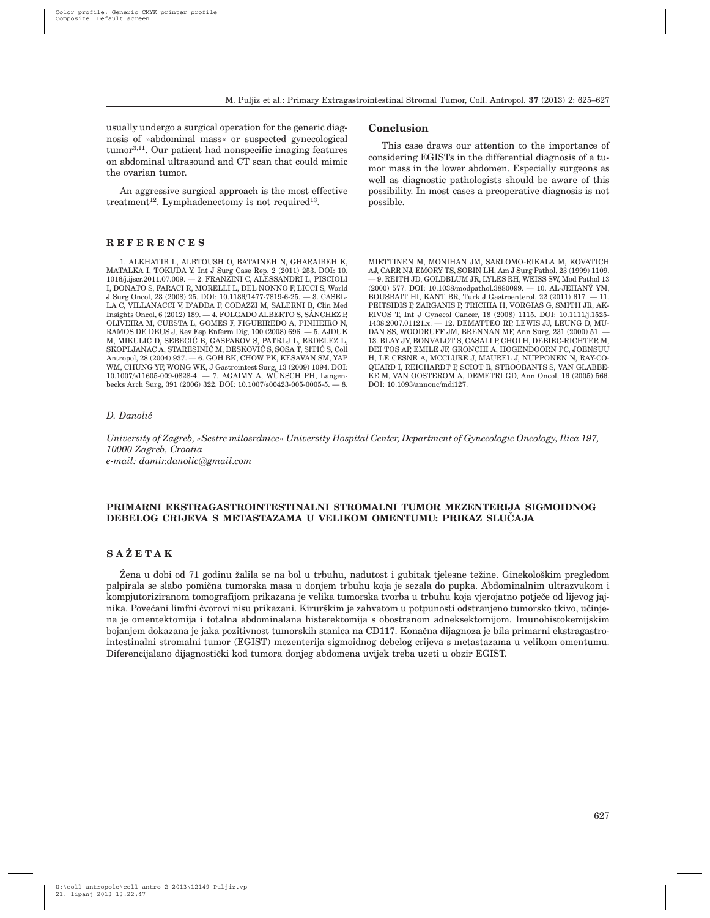usually undergo a surgical operation for the generic diagnosis of »abdominal mass« or suspected gynecological tumor[3,11]. Our patient had nonspecific imaging features on abdominal ultrasound and CT scan that could mimic the ovarian tumor.

An aggressive surgical approach is the most effective treatment[12]. Lymphadenectomy is not required[13].

## Conclusion

This case draws our attention to the importance of considering EGISTs in the differential diagnosis of a tumor mass in the lower abdomen. Especially surgeons as well as diagnostic pathologists should be aware of this possibility. In most cases a preoperative diagnosis is not possible.

## REFERENCES

1. ALKHATIB L, ALBTOUSH O, BATAINEH N, GHARAIBEH K, MATALKA I, TOKUDA Y, Int J Surg Case Rep, 2 (2011) 253. DOI: 10.1016/j.ijscr.2011.07.009. — 2. FRANZINI C, ALESSANDRI L, PISCIOLI I, DONATO S, FARACI R, MORELLI L, DEL NONNO F, LICCI S, World J Surg Oncol, 23 (2008) 25. DOI: 10.1186/1477-7819-6-25. — 3. CASELLA C, VILLANACCI V, D'ADDA F, CODAZZI M, SALERNI B, Clin Med Insights Oncol, 6 (2012) 189. — 4. FOLGADO ALBERTO S, SÁNCHEZ P, OLIVEIRA M, CUESTA L, GOMES F, FIGUEIREDO A, PINHEIRO N, RAMOS DE DEUS J, Rev Esp Enferm Dig, 100 (2008) 696. — 5. AJDUK M, MIKULIĆ D, SEBECIĆ B, GASPAROV S, PATRLJ L, ERDELEZ L, SKOPLJANAC A, STARESINIĆ M, DESKOVIĆ S, SOSA T, SITIĆ S, Coll Antropol, 28 (2004) 937. — 6. GOH BK, CHOW PK, KESAVAN SM, YAP WM, CHUNG YF, WONG WK, J Gastrointest Surg, 13 (2009) 1094. DOI: 10.1007/s11605-009-0828-4. — 7. AGAIMY A, WÜNSCH PH, Langenbecks Arch Surg, 391 (2006) 322. DOI: 10.1007/s00423-005-0005-5. — 8. MIETTINEN M, MONIHAN JM, SARLOMO-RIKALA M, KOVATICH AJ, CARR NJ, EMORY TS, SOBIN LH, Am J Surg Pathol, 23 (1999) 1109. — 9. REITH JD, GOLDBLUM JR, LYLES RH, WEISS SW, Mod Pathol 13 (2000) 577. DOI: 10.1038/modpathol.3880099. — 10. AL-JEHANÝ YM, BOUSBAIT HI, KANT BR, Turk J Gastroenterol, 22 (2011) 617. — 11. PEITSIDIS P, ZARGANIS P, TRICHIA H, VORGIAS G, SMITH JR, AKRIVOS T, Int J Gynecol Cancer, 18 (2008) 1115. DOI: 10.1111/j.1525-1438.2007.01121.x. — 12. DEMATTEO RP, LEWIS JJ, LEUNG D, MUDAN SS, WOODRUFF JM, BRENNAN MF, Ann Surg, 231 (2000) 51. — 13. BLAY JY, BONVALOT S, CASALI P, CHOI H, DEBIEC-RICHTER M, DEI TOS AP, EMILE JF, GRONCHI A, HOGENDOORN PC, JOENSUU H, LE CESNE A, MCCLURE J, MAUREL J, NUPPONEN N, RAY-COQUARD I, REICHARDT P, SCIOT R, STROOBANTS S, VAN GLABBEKE M, VAN OOSTEROM A, DEMETRI GD, Ann Oncol, 16 (2005) 566. DOI: 10.1093/annonc/mdi127.

*D. Danolić*

*University of Zagreb, »Sestre milosrdnice« University Hospital Center, Department of Gynecologic Oncology, Ilica 197, 10000 Zagreb, Croatia*
*e-mail: damir.danolic@gmail.com*

## PRIMARNI EKSTRAGASTROINTESTINALNI STROMALNI TUMOR MEZENTERIJA SIGMOIDNOG DEBELOG CRIJEVA S METASTAZAMA U VELIKOM OMENTUMU: PRIKAZ SLUČAJA

## SAŽETAK

Žena u dobi od 71 godinu žalila se na bol u trbuhu, nadutost i gubitak tjelesne težine. Ginekološkim pregledom palpirala se slabo pomična tumorska masa u donjem trbuhu koja je sezala do pupka. Abdominalnim ultrazvukom i kompjutoriziranom tomografijom prikazana je velika tumorska tvorba u trbuhu koja vjerojatno potječe od lijevog jajnika. Povećani limfni čvorovi nisu prikazani. Kirurškim je zahvatom u potpunosti odstranjeno tumorsko tkivo, učinjena je omentektomija i totalna abdominalana histerektomija s obostranom adneksektomijom. Imunohistokemijskim bojanjem dokazana je jaka pozitivnost tumorskih stanica na CD117. Konačna dijagnoza je bila primarni ekstragastrointestinalni stromalni tumor (EGIST) mezenterija sigmoidnog debelog crijeva s metastazama u velikom omentumu. Diferencijalano dijagnostički kod tumora donjeg abdomena uvijek treba uzeti u obzir EGIST.